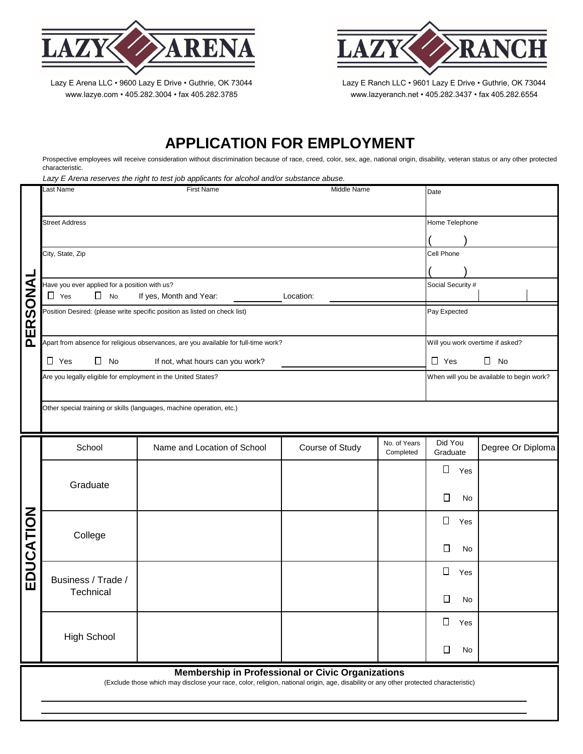LAZY E ARENA

Lazy E Arena LLC • 9600 Lazy E Drive • Guthrie, OK 73044
www.lazye.com • 405.282.3004 • fax 405.282.3785

LAZY E RANCH

Lazy E Ranch LLC • 9601 Lazy E Drive • Guthrie, OK 73044
www.lazyeranch.net • 405.282.3437 • fax 405.282.6554

# APPLICATION FOR EMPLOYMENT

Prospective employees will receive consideration without discrimination because of race, creed, color, sex, age, national origin, disability, veteran status or any other protected characteristic.

*Lazy E Arena reserves the right to test job applicants for alcohol and/or substance abuse.*

## PERSONAL

| | | | |
|---|---|---|---|
| Last Name | First Name | Middle Name | Date |
| Street Address | | | Home Telephone ( ) |
| City, State, Zip | | | Cell Phone ( ) |
| Have you ever applied for a position with us? ☐ Yes ☐ No If yes, Month and Year: ______ | Location: ______ | | Social Security # |
| Position Desired: (please write specific position as listed on check list) | | | Pay Expected |
| Apart from absence for religious observances, are you available for full-time work? ☐ Yes ☐ No If not, what hours can you work? ______ | | | Will you work overtime if asked? ☐ Yes ☐ No |
| Are you legally eligible for employment in the United States? | | | When will you be available to begin work? |
| Other special training or skills (languages, machine operation, etc.) | | | |

## EDUCATION

| School | Name and Location of School | Course of Study | No. of Years Completed | Did You Graduate | Degree Or Diploma |
|---|---|---|---|---|---|
| Graduate | | | | ☐ Yes ☐ No | |
| College | | | | ☐ Yes ☐ No | |
| Business / Trade / Technical | | | | ☐ Yes ☐ No | |
| High School | | | | ☐ Yes ☐ No | |

**Membership in Professional or Civic Organizations**

(Exclude those which may disclose your race, color, religion, national origin, age, disability or any other protected characteristic)

______________________________________________

______________________________________________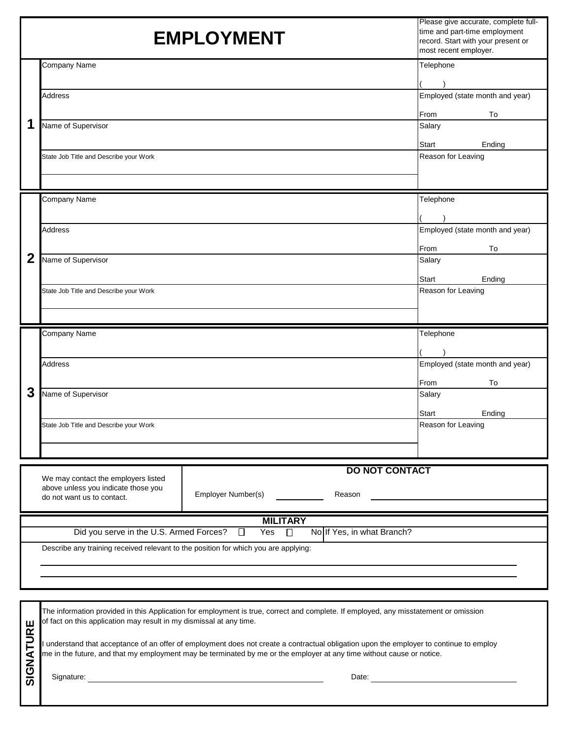# EMPLOYMENT

Please give accurate, complete full-time and part-time employment record. Start with your present or most recent employer.

| | | |
|---|---|---|
| **1** | Company Name | Telephone<br>( ) |
| | Address | Employed (state month and year)<br>From To |
| | Name of Supervisor | Salary<br>Start Ending |
| | State Job Title and Describe your Work | Reason for Leaving |

| | | |
|---|---|---|
| **2** | Company Name | Telephone<br>( ) |
| | Address | Employed (state month and year)<br>From To |
| | Name of Supervisor | Salary<br>Start Ending |
| | State Job Title and Describe your Work | Reason for Leaving |

| | | |
|---|---|---|
| **3** | Company Name | Telephone<br>( ) |
| | Address | Employed (state month and year)<br>From To |
| | Name of Supervisor | Salary<br>Start Ending |
| | State Job Title and Describe your Work | Reason for Leaving |

| | |
|---|---|
| We may contact the employers listed above unless you indicate those you do not want us to contact. | **DO NOT CONTACT**<br>Employer Number(s) ______ Reason ______ |

## MILITARY

Did you serve in the U.S. Armed Forces? ☐ Yes ☐ No If Yes, in what Branch?

Describe any training received relevant to the position for which you are applying:

______________________________________________________________

______________________________________________________________

## SIGNATURE

The information provided in this Application for employment is true, correct and complete. If employed, any misstatement or omission of fact on this application may result in my dismissal at any time.

I understand that acceptance of an offer of employment does not create a contractual obligation upon the employer to continue to employ me in the future, and that my employment may be terminated by me or the employer at any time without cause or notice.

Signature: ______________________________ Date: ____________________